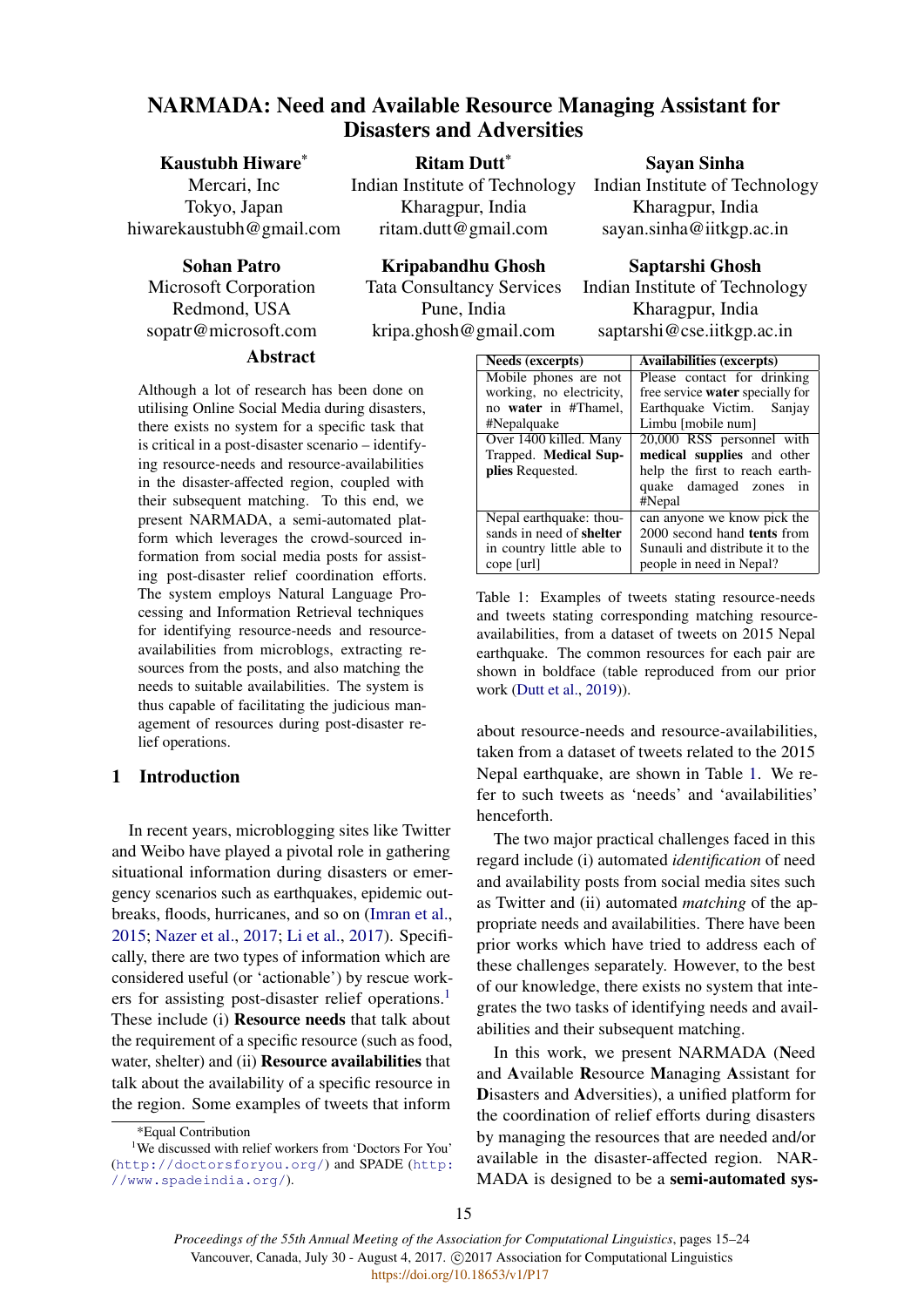# NARMADA: Need and Available Resource Managing Assistant for Disasters and Adversities

**Kaustubh Hiware**[*]
Mercari, Inc
Tokyo, Japan
hiwarekaustubh@gmail.com

**Ritam Dutt**[*]
Indian Institute of Technology
Kharagpur, India
ritam.dutt@gmail.com

**Sayan Sinha**
Indian Institute of Technology
Kharagpur, India
sayan.sinha@iitkgp.ac.in

**Sohan Patro**
Microsoft Corporation
Redmond, USA
sopatr@microsoft.com

**Kripabandhu Ghosh**
Tata Consultancy Services
Pune, India
kripa.ghosh@gmail.com

**Saptarshi Ghosh**
Indian Institute of Technology
Kharagpur, India
saptarshi@cse.iitkgp.ac.in

## Abstract

Although a lot of research has been done on utilising Online Social Media during disasters, there exists no system for a specific task that is critical in a post-disaster scenario – identifying resource-needs and resource-availabilities in the disaster-affected region, coupled with their subsequent matching. To this end, we present NARMADA, a semi-automated platform which leverages the crowd-sourced information from social media posts for assisting post-disaster relief coordination efforts. The system employs Natural Language Processing and Information Retrieval techniques for identifying resource-needs and resource-availabilities from microblogs, extracting resources from the posts, and also matching the needs to suitable availabilities. The system is thus capable of facilitating the judicious management of resources during post-disaster relief operations.

## 1 Introduction

In recent years, microblogging sites like Twitter and Weibo have played a pivotal role in gathering situational information during disasters or emergency scenarios such as earthquakes, epidemic outbreaks, floods, hurricanes, and so on (Imran et al., 2015; Nazer et al., 2017; Li et al., 2017). Specifically, there are two types of information which are considered useful (or 'actionable') by rescue workers for assisting post-disaster relief operations.[1] These include (i) **Resource needs** that talk about the requirement of a specific resource (such as food, water, shelter) and (ii) **Resource availabilities** that talk about the availability of a specific resource in the region. Some examples of tweets that inform about resource-needs and resource-availabilities, taken from a dataset of tweets related to the 2015 Nepal earthquake, are shown in Table 1. We refer to such tweets as 'needs' and 'availabilities' henceforth.

| Needs (excerpts) | Availabilities (excerpts) |
|---|---|
| Mobile phones are not working, no electricity, no **water** in #Thamel, #Nepalquake | Please contact for drinking free service **water** specially for Earthquake Victim. Sanjay Limbu [mobile num] |
| Over 1400 killed. Many Trapped. **Medical Supplies** Requested. | 20,000 RSS personnel with **medical supplies** and other help the first to reach earthquake damaged zones in #Nepal |
| Nepal earthquake: thousands in need of **shelter** in country little able to cope [url] | can anyone we know pick the 2000 second hand **tents** from Sunauli and distribute it to the people in need in Nepal? |

Table 1: Examples of tweets stating resource-needs and tweets stating corresponding matching resource-availabilities, from a dataset of tweets on 2015 Nepal earthquake. The common resources for each pair are shown in boldface (table reproduced from our prior work (Dutt et al., 2019)).

The two major practical challenges faced in this regard include (i) automated *identification* of need and availability posts from social media sites such as Twitter and (ii) automated *matching* of the appropriate needs and availabilities. There have been prior works which have tried to address each of these challenges separately. However, to the best of our knowledge, there exists no system that integrates the two tasks of identifying needs and availabilities and their subsequent matching.

In this work, we present NARMADA (**N**eed and **A**vailable **R**esource **M**anaging **A**ssistant for **D**isasters and **A**dversities), a unified platform for the coordination of relief efforts during disasters by managing the resources that are needed and/or available in the disaster-affected region. NARMADA is designed to be a **semi-automated sys-**

[*]Equal Contribution

[1]We discussed with relief workers from 'Doctors For You' (http://doctorsforyou.org/) and SPADE (http://www.spadeindia.org/).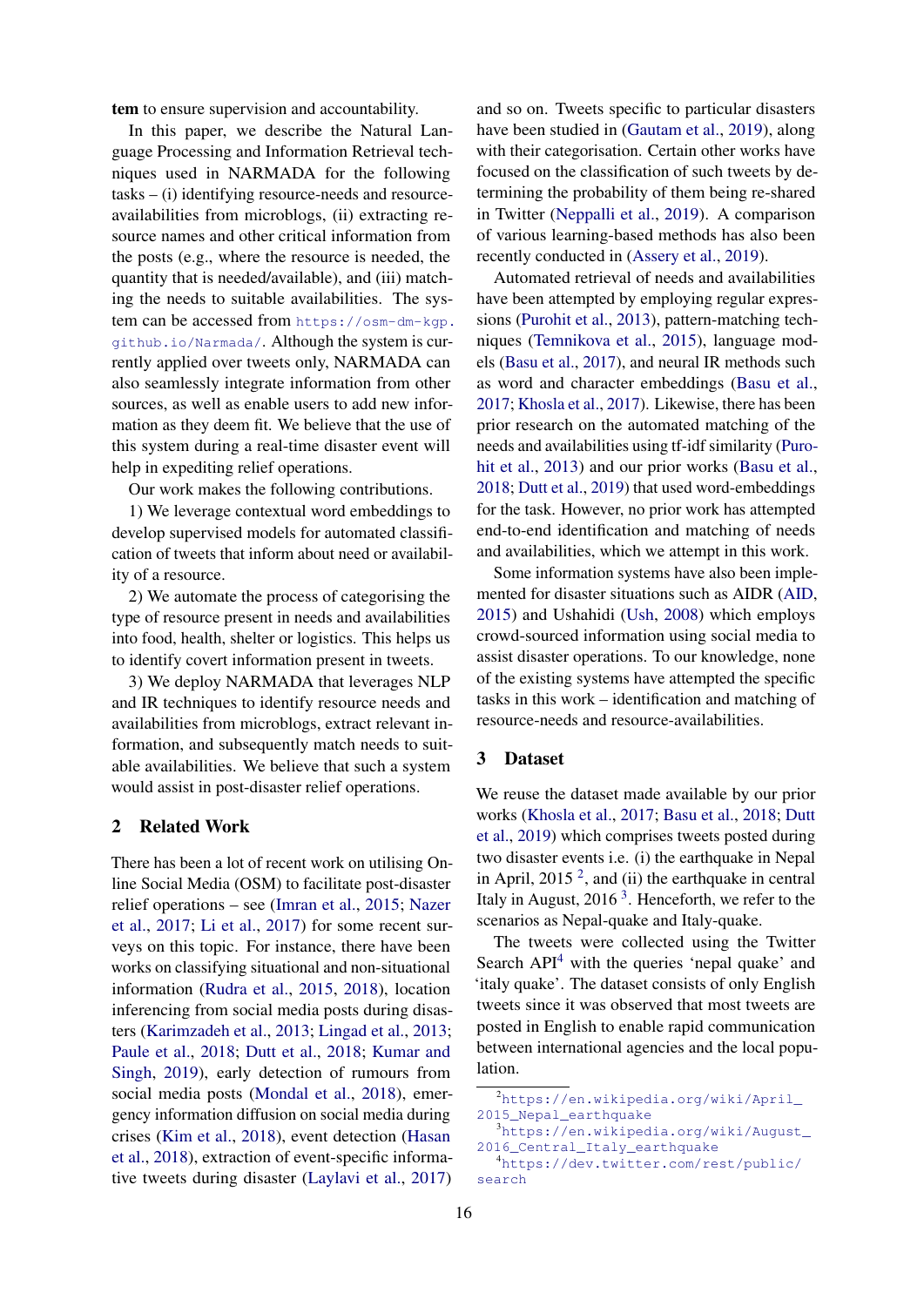**tem** to ensure supervision and accountability.

In this paper, we describe the Natural Language Processing and Information Retrieval techniques used in NARMADA for the following tasks – (i) identifying resource-needs and resource-availabilities from microblogs, (ii) extracting resource names and other critical information from the posts (e.g., where the resource is needed, the quantity that is needed/available), and (iii) matching the needs to suitable availabilities. The system can be accessed from https://osm-dm-kgp.github.io/Narmada/. Although the system is currently applied over tweets only, NARMADA can also seamlessly integrate information from other sources, as well as enable users to add new information as they deem fit. We believe that the use of this system during a real-time disaster event will help in expediting relief operations.

Our work makes the following contributions.

1) We leverage contextual word embeddings to develop supervised models for automated classification of tweets that inform about need or availability of a resource.

2) We automate the process of categorising the type of resource present in needs and availabilities into food, health, shelter or logistics. This helps us to identify covert information present in tweets.

3) We deploy NARMADA that leverages NLP and IR techniques to identify resource needs and availabilities from microblogs, extract relevant information, and subsequently match needs to suitable availabilities. We believe that such a system would assist in post-disaster relief operations.

## 2 Related Work

There has been a lot of recent work on utilising Online Social Media (OSM) to facilitate post-disaster relief operations – see (Imran et al., 2015; Nazer et al., 2017; Li et al., 2017) for some recent surveys on this topic. For instance, there have been works on classifying situational and non-situational information (Rudra et al., 2015, 2018), location inferencing from social media posts during disasters (Karimzadeh et al., 2013; Lingad et al., 2013; Paule et al., 2018; Dutt et al., 2018; Kumar and Singh, 2019), early detection of rumours from social media posts (Mondal et al., 2018), emergency information diffusion on social media during crises (Kim et al., 2018), event detection (Hasan et al., 2018), extraction of event-specific informative tweets during disaster (Laylavi et al., 2017) and so on. Tweets specific to particular disasters have been studied in (Gautam et al., 2019), along with their categorisation. Certain other works have focused on the classification of such tweets by determining the probability of them being re-shared in Twitter (Neppalli et al., 2019). A comparison of various learning-based methods has also been recently conducted in (Assery et al., 2019).

Automated retrieval of needs and availabilities have been attempted by employing regular expressions (Purohit et al., 2013), pattern-matching techniques (Temnikova et al., 2015), language models (Basu et al., 2017), and neural IR methods such as word and character embeddings (Basu et al., 2017; Khosla et al., 2017). Likewise, there has been prior research on the automated matching of the needs and availabilities using tf-idf similarity (Purohit et al., 2013) and our prior works (Basu et al., 2018; Dutt et al., 2019) that used word-embeddings for the task. However, no prior work has attempted end-to-end identification and matching of needs and availabilities, which we attempt in this work.

Some information systems have also been implemented for disaster situations such as AIDR (AID, 2015) and Ushahidi (Ush, 2008) which employs crowd-sourced information using social media to assist disaster operations. To our knowledge, none of the existing systems have attempted the specific tasks in this work – identification and matching of resource-needs and resource-availabilities.

## 3 Dataset

We reuse the dataset made available by our prior works (Khosla et al., 2017; Basu et al., 2018; Dutt et al., 2019) which comprises tweets posted during two disaster events i.e. (i) the earthquake in Nepal in April, 2015 [2], and (ii) the earthquake in central Italy in August, 2016 [3]. Henceforth, we refer to the scenarios as Nepal-quake and Italy-quake.

The tweets were collected using the Twitter Search API[4] with the queries 'nepal quake' and 'italy quake'. The dataset consists of only English tweets since it was observed that most tweets are posted in English to enable rapid communication between international agencies and the local population.

[2] https://en.wikipedia.org/wiki/April_2015_Nepal_earthquake

[3] https://en.wikipedia.org/wiki/August_2016_Central_Italy_earthquake

[4] https://dev.twitter.com/rest/public/search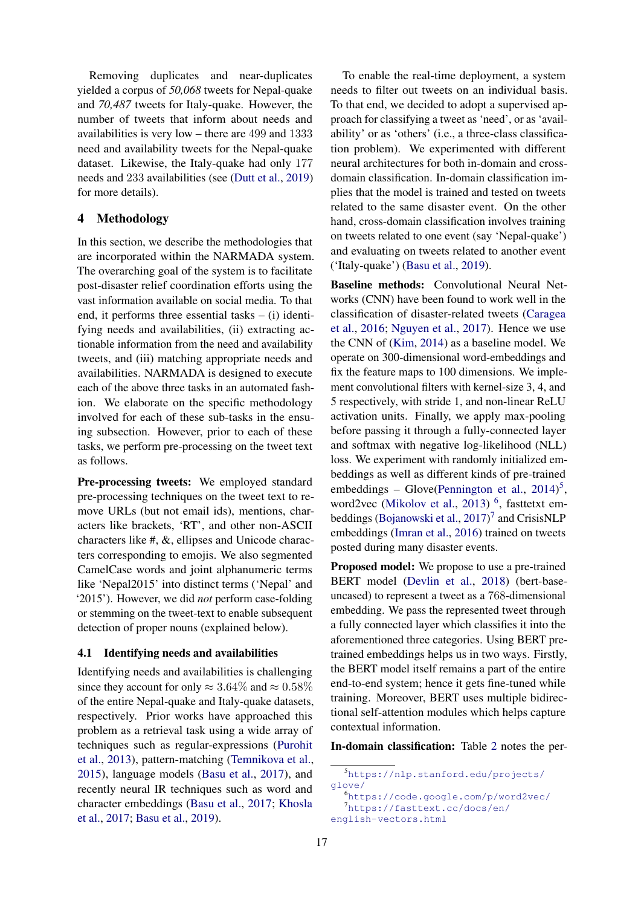Removing duplicates and near-duplicates yielded a corpus of *50,068* tweets for Nepal-quake and *70,487* tweets for Italy-quake. However, the number of tweets that inform about needs and availabilities is very low – there are 499 and 1333 need and availability tweets for the Nepal-quake dataset. Likewise, the Italy-quake had only 177 needs and 233 availabilities (see (Dutt et al., 2019) for more details).

## 4 Methodology

In this section, we describe the methodologies that are incorporated within the NARMADA system. The overarching goal of the system is to facilitate post-disaster relief coordination efforts using the vast information available on social media. To that end, it performs three essential tasks – (i) identifying needs and availabilities, (ii) extracting actionable information from the need and availability tweets, and (iii) matching appropriate needs and availabilities. NARMADA is designed to execute each of the above three tasks in an automated fashion. We elaborate on the specific methodology involved for each of these sub-tasks in the ensuing subsection. However, prior to each of these tasks, we perform pre-processing on the tweet text as follows.

**Pre-processing tweets:** We employed standard pre-processing techniques on the tweet text to remove URLs (but not email ids), mentions, characters like brackets, 'RT', and other non-ASCII characters like #, &, ellipses and Unicode characters corresponding to emojis. We also segmented CamelCase words and joint alphanumeric terms like 'Nepal2015' into distinct terms ('Nepal' and '2015'). However, we did *not* perform case-folding or stemming on the tweet-text to enable subsequent detection of proper nouns (explained below).

### 4.1 Identifying needs and availabilities

Identifying needs and availabilities is challenging since they account for only $\approx 3.64\%$ and $\approx 0.58\%$ of the entire Nepal-quake and Italy-quake datasets, respectively. Prior works have approached this problem as a retrieval task using a wide array of techniques such as regular-expressions (Purohit et al., 2013), pattern-matching (Temnikova et al., 2015), language models (Basu et al., 2017), and recently neural IR techniques such as word and character embeddings (Basu et al., 2017; Khosla et al., 2017; Basu et al., 2019).

To enable the real-time deployment, a system needs to filter out tweets on an individual basis. To that end, we decided to adopt a supervised approach for classifying a tweet as 'need', or as 'availability' or as 'others' (i.e., a three-class classification problem). We experimented with different neural architectures for both in-domain and cross-domain classification. In-domain classification implies that the model is trained and tested on tweets related to the same disaster event. On the other hand, cross-domain classification involves training on tweets related to one event (say 'Nepal-quake') and evaluating on tweets related to another event ('Italy-quake') (Basu et al., 2019).

**Baseline methods:** Convolutional Neural Networks (CNN) have been found to work well in the classification of disaster-related tweets (Caragea et al., 2016; Nguyen et al., 2017). Hence we use the CNN of (Kim, 2014) as a baseline model. We operate on 300-dimensional word-embeddings and fix the feature maps to 100 dimensions. We implement convolutional filters with kernel-size 3, 4, and 5 respectively, with stride 1, and non-linear ReLU activation units. Finally, we apply max-pooling before passing it through a fully-connected layer and softmax with negative log-likelihood (NLL) loss. We experiment with randomly initialized embeddings as well as different kinds of pre-trained embeddings – Glove(Pennington et al., 2014)[5], word2vec (Mikolov et al., 2013) [6], fasttext embeddings (Bojanowski et al., 2017)[7] and CrisisNLP embeddings (Imran et al., 2016) trained on tweets posted during many disaster events.

**Proposed model:** We propose to use a pre-trained BERT model (Devlin et al., 2018) (bert-base-uncased) to represent a tweet as a 768-dimensional embedding. We pass the represented tweet through a fully connected layer which classifies it into the aforementioned three categories. Using BERT pre-trained embeddings helps us in two ways. Firstly, the BERT model itself remains a part of the entire end-to-end system; hence it gets fine-tuned while training. Moreover, BERT uses multiple bidirectional self-attention modules which helps capture contextual information.

**In-domain classification:** Table 2 notes the per-

[5] https://nlp.stanford.edu/projects/glove/

[6] https://code.google.com/p/word2vec/

[7] https://fasttext.cc/docs/en/english-vectors.html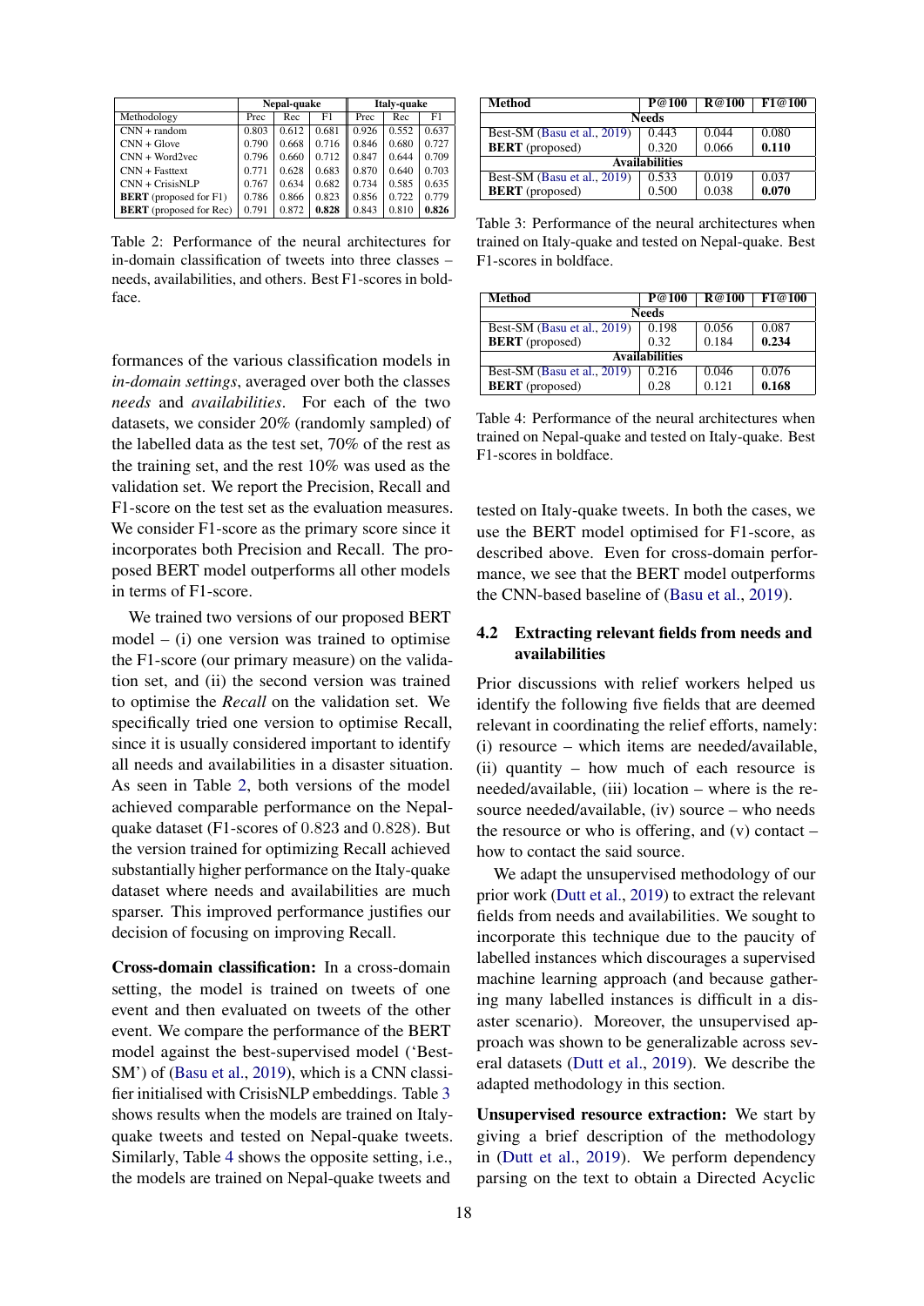| Methodology | Nepal-quake | | | Italy-quake | | |
|---|---|---|---|---|---|---|
| | Prec | Rec | F1 | Prec | Rec | F1 |
| CNN + random | 0.803 | 0.612 | 0.681 | 0.926 | 0.552 | 0.637 |
| CNN + Glove | 0.790 | 0.668 | 0.716 | 0.846 | 0.680 | 0.727 |
| CNN + Word2vec | 0.796 | 0.660 | 0.712 | 0.847 | 0.644 | 0.709 |
| CNN + Fasttext | 0.771 | 0.628 | 0.683 | 0.870 | 0.640 | 0.703 |
| CNN + CrisisNLP | 0.767 | 0.634 | 0.682 | 0.734 | 0.585 | 0.635 |
| **BERT** (proposed for F1) | 0.786 | 0.866 | 0.823 | 0.856 | 0.722 | 0.779 |
| **BERT** (proposed for Rec) | 0.791 | 0.872 | **0.828** | 0.843 | 0.810 | **0.826** |

Table 2: Performance of the neural architectures for in-domain classification of tweets into three classes – needs, availabilities, and others. Best F1-scores in boldface.

formances of the various classification models in *in-domain settings*, averaged over both the classes *needs* and *availabilities*. For each of the two datasets, we consider 20% (randomly sampled) of the labelled data as the test set, 70% of the rest as the training set, and the rest 10% was used as the validation set. We report the Precision, Recall and F1-score on the test set as the evaluation measures. We consider F1-score as the primary score since it incorporates both Precision and Recall. The proposed BERT model outperforms all other models in terms of F1-score.

We trained two versions of our proposed BERT model – (i) one version was trained to optimise the F1-score (our primary measure) on the validation set, and (ii) the second version was trained to optimise the *Recall* on the validation set. We specifically tried one version to optimise Recall, since it is usually considered important to identify all needs and availabilities in a disaster situation. As seen in Table 2, both versions of the model achieved comparable performance on the Nepal-quake dataset (F1-scores of 0.823 and 0.828). But the version trained for optimizing Recall achieved substantially higher performance on the Italy-quake dataset where needs and availabilities are much sparser. This improved performance justifies our decision of focusing on improving Recall.

**Cross-domain classification:** In a cross-domain setting, the model is trained on tweets of one event and then evaluated on tweets of the other event. We compare the performance of the BERT model against the best-supervised model ('Best-SM') of (Basu et al., 2019), which is a CNN classifier initialised with CrisisNLP embeddings. Table 3 shows results when the models are trained on Italy-quake tweets and tested on Nepal-quake tweets. Similarly, Table 4 shows the opposite setting, i.e., the models are trained on Nepal-quake tweets and tested on Italy-quake tweets. In both the cases, we use the BERT model optimised for F1-score, as described above. Even for cross-domain performance, we see that the BERT model outperforms the CNN-based baseline of (Basu et al., 2019).

| Method | P@100 | R@100 | F1@100 |
|---|---|---|---|
| **Needs** | | | |
| Best-SM (Basu et al., 2019) | 0.443 | 0.044 | 0.080 |
| **BERT** (proposed) | 0.320 | 0.066 | **0.110** |
| **Availabilities** | | | |
| Best-SM (Basu et al., 2019) | 0.533 | 0.019 | 0.037 |
| **BERT** (proposed) | 0.500 | 0.038 | **0.070** |

Table 3: Performance of the neural architectures when trained on Italy-quake and tested on Nepal-quake. Best F1-scores in boldface.

| Method | P@100 | R@100 | F1@100 |
|---|---|---|---|
| **Needs** | | | |
| Best-SM (Basu et al., 2019) | 0.198 | 0.056 | 0.087 |
| **BERT** (proposed) | 0.32 | 0.184 | **0.234** |
| **Availabilities** | | | |
| Best-SM (Basu et al., 2019) | 0.216 | 0.046 | 0.076 |
| **BERT** (proposed) | 0.28 | 0.121 | **0.168** |

Table 4: Performance of the neural architectures when trained on Nepal-quake and tested on Italy-quake. Best F1-scores in boldface.

### 4.2 Extracting relevant fields from needs and availabilities

Prior discussions with relief workers helped us identify the following five fields that are deemed relevant in coordinating the relief efforts, namely: (i) resource – which items are needed/available, (ii) quantity – how much of each resource is needed/available, (iii) location – where is the resource needed/available, (iv) source – who needs the resource or who is offering, and (v) contact – how to contact the said source.

We adapt the unsupervised methodology of our prior work (Dutt et al., 2019) to extract the relevant fields from needs and availabilities. We sought to incorporate this technique due to the paucity of labelled instances which discourages a supervised machine learning approach (and because gathering many labelled instances is difficult in a disaster scenario). Moreover, the unsupervised approach was shown to be generalizable across several datasets (Dutt et al., 2019). We describe the adapted methodology in this section.

**Unsupervised resource extraction:** We start by giving a brief description of the methodology in (Dutt et al., 2019). We perform dependency parsing on the text to obtain a Directed Acyclic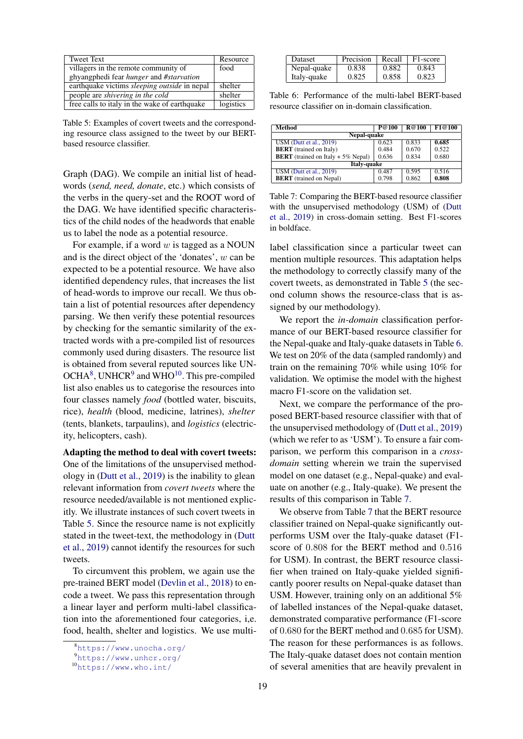| Tweet Text | Resource |
|---|---|
| villagers in the remote community of ghyangphedi fear *hunger* and *#starvation* | food |
| earthquake victims *sleeping outside* in nepal | shelter |
| people are *shivering in the cold* | shelter |
| free calls to italy in the wake of earthquake | logistics |

Table 5: Examples of covert tweets and the corresponding resource class assigned to the tweet by our BERT-based resource classifier.

Graph (DAG). We compile an initial list of head-words (*send, need, donate*, etc.) which consists of the verbs in the query-set and the ROOT word of the DAG. We have identified specific characteristics of the child nodes of the headwords that enable us to label the node as a potential resource.

For example, if a word $w$ is tagged as a NOUN and is the direct object of the 'donates', $w$ can be expected to be a potential resource. We have also identified dependency rules, that increases the list of head-words to improve our recall. We thus obtain a list of potential resources after dependency parsing. We then verify these potential resources by checking for the semantic similarity of the extracted words with a pre-compiled list of resources commonly used during disasters. The resource list is obtained from several reputed sources like UNOCHA[8], UNHCR[9] and WHO[10]. This pre-compiled list also enables us to categorise the resources into four classes namely *food* (bottled water, biscuits, rice), *health* (blood, medicine, latrines), *shelter* (tents, blankets, tarpaulins), and *logistics* (electricity, helicopters, cash).

**Adapting the method to deal with covert tweets:** One of the limitations of the unsupervised methodology in (Dutt et al., 2019) is the inability to glean relevant information from *covert tweets* where the resource needed/available is not mentioned explicitly. We illustrate instances of such covert tweets in Table 5. Since the resource name is not explicitly stated in the tweet-text, the methodology in (Dutt et al., 2019) cannot identify the resources for such tweets.

To circumvent this problem, we again use the pre-trained BERT model (Devlin et al., 2018) to encode a tweet. We pass this representation through a linear layer and perform multi-label classification into the aforementioned four categories, i,e. food, health, shelter and logistics. We use multi-label classification since a particular tweet can mention multiple resources. This adaptation helps the methodology to correctly classify many of the covert tweets, as demonstrated in Table 5 (the second column shows the resource-class that is assigned by our methodology).

[8] https://www.unocha.org/

[9] https://www.unhcr.org/

[10] https://www.who.int/

| Dataset | Precision | Recall | F1-score |
|---|---|---|---|
| Nepal-quake | 0.838 | 0.882 | 0.843 |
| Italy-quake | 0.825 | 0.858 | 0.823 |

Table 6: Performance of the multi-label BERT-based resource classifier on in-domain classification.

| Method | P@100 | R@100 | F1@100 |
|---|---|---|---|
| **Nepal-quake** | | | |
| USM (Dutt et al., 2019) | 0.623 | 0.833 | **0.685** |
| **BERT** (trained on Italy) | 0.484 | 0.670 | 0.522 |
| **BERT** (trained on Italy + 5% Nepal) | 0.636 | 0.834 | 0.680 |
| **Italy-quake** | | | |
| USM (Dutt et al., 2019) | 0.487 | 0.595 | 0.516 |
| **BERT** (trained on Nepal) | 0.798 | 0.862 | **0.808** |

Table 7: Comparing the BERT-based resource classifier with the unsupervised methodology (USM) of (Dutt et al., 2019) in cross-domain setting. Best F1-scores in boldface.

We report the *in-domain* classification performance of our BERT-based resource classifier for the Nepal-quake and Italy-quake datasets in Table 6. We test on 20% of the data (sampled randomly) and train on the remaining 70% while using 10% for validation. We optimise the model with the highest macro F1-score on the validation set.

Next, we compare the performance of the proposed BERT-based resource classifier with that of the unsupervised methodology of (Dutt et al., 2019) (which we refer to as 'USM'). To ensure a fair comparison, we perform this comparison in a *cross-domain* setting wherein we train the supervised model on one dataset (e.g., Nepal-quake) and evaluate on another (e.g., Italy-quake). We present the results of this comparison in Table 7.

We observe from Table 7 that the BERT resource classifier trained on Nepal-quake significantly outperforms USM over the Italy-quake dataset (F1-score of 0.808 for the BERT method and 0.516 for USM). In contrast, the BERT resource classifier when trained on Italy-quake yielded significantly poorer results on Nepal-quake dataset than USM. However, training only on an additional 5% of labelled instances of the Nepal-quake dataset, demonstrated comparative performance (F1-score of 0.680 for the BERT method and 0.685 for USM). The reason for these performances is as follows. The Italy-quake dataset does not contain mention of several amenities that are heavily prevalent in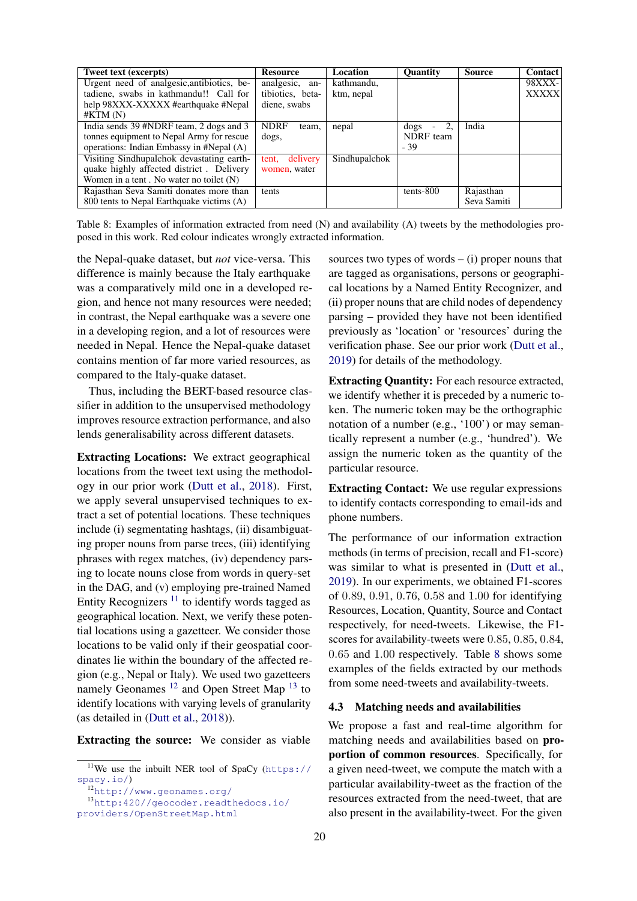| Tweet text (excerpts) | Resource | Location | Quantity | Source | Contact |
|---|---|---|---|---|---|
| Urgent need of analgesic,antibiotics, betadiene, swabs in kathmandu!! Call for help 98XXX-XXXXX #earthquake #Nepal #KTM (N) | analgesic, antibiotics, betadiene, swabs | kathmandu, ktm, nepal | | | 98XXX-XXXXX |
| India sends 39 #NDRF team, 2 dogs and 3 tonnes equipment to Nepal Army for rescue operations: Indian Embassy in #Nepal (A) | NDRF team, dogs, | nepal | dogs - 2, NDRF team - 39 | India | |
| Visiting Sindhupalchok devastating earthquake highly affected district . Delivery Women in a tent . No water no toilet (N) | tent, delivery women, water | Sindhupalchok | | | |
| Rajasthan Seva Samiti donates more than 800 tents to Nepal Earthquake victims (A) | tents | | tents-800 | Rajasthan Seva Samiti | |

Table 8: Examples of information extracted from need (N) and availability (A) tweets by the methodologies proposed in this work. Red colour indicates wrongly extracted information.

the Nepal-quake dataset, but *not* vice-versa. This difference is mainly because the Italy earthquake was a comparatively mild one in a developed region, and hence not many resources were needed; in contrast, the Nepal earthquake was a severe one in a developing region, and a lot of resources were needed in Nepal. Hence the Nepal-quake dataset contains mention of far more varied resources, as compared to the Italy-quake dataset.

Thus, including the BERT-based resource classifier in addition to the unsupervised methodology improves resource extraction performance, and also lends generalisability across different datasets.

**Extracting Locations:** We extract geographical locations from the tweet text using the methodology in our prior work (Dutt et al., 2018). First, we apply several unsupervised techniques to extract a set of potential locations. These techniques include (i) segmentating hashtags, (ii) disambiguating proper nouns from parse trees, (iii) identifying phrases with regex matches, (iv) dependency parsing to locate nouns close from words in query-set in the DAG, and (v) employing pre-trained Named Entity Recognizers [11] to identify words tagged as geographical location. Next, we verify these potential locations using a gazetteer. We consider those locations to be valid only if their geospatial coordinates lie within the boundary of the affected region (e.g., Nepal or Italy). We used two gazetteers namely Geonames [12] and Open Street Map [13] to identify locations with varying levels of granularity (as detailed in (Dutt et al., 2018)).

**Extracting the source:** We consider as viable sources two types of words – (i) proper nouns that are tagged as organisations, persons or geographical locations by a Named Entity Recognizer, and (ii) proper nouns that are child nodes of dependency parsing – provided they have not been identified previously as 'location' or 'resources' during the verification phase. See our prior work (Dutt et al., 2019) for details of the methodology.

**Extracting Quantity:** For each resource extracted, we identify whether it is preceded by a numeric token. The numeric token may be the orthographic notation of a number (e.g., '100') or may semantically represent a number (e.g., 'hundred'). We assign the numeric token as the quantity of the particular resource.

**Extracting Contact:** We use regular expressions to identify contacts corresponding to email-ids and phone numbers.

The performance of our information extraction methods (in terms of precision, recall and F1-score) was similar to what is presented in (Dutt et al., 2019). In our experiments, we obtained F1-scores of 0.89, 0.91, 0.76, 0.58 and 1.00 for identifying Resources, Location, Quantity, Source and Contact respectively, for need-tweets. Likewise, the F1-scores for availability-tweets were 0.85, 0.85, 0.84, 0.65 and 1.00 respectively. Table 8 shows some examples of the fields extracted by our methods from some need-tweets and availability-tweets.

### 4.3 Matching needs and availabilities

We propose a fast and real-time algorithm for matching needs and availabilities based on **proportion of common resources**. Specifically, for a given need-tweet, we compute the match with a particular availability-tweet as the fraction of the resources extracted from the need-tweet, that are also present in the availability-tweet. For the given

[11] We use the inbuilt NER tool of SpaCy (https://spacy.io/)

[12] http://www.geonames.org/

[13] http://420//geocoder.readthedocs.io/providers/OpenStreetMap.html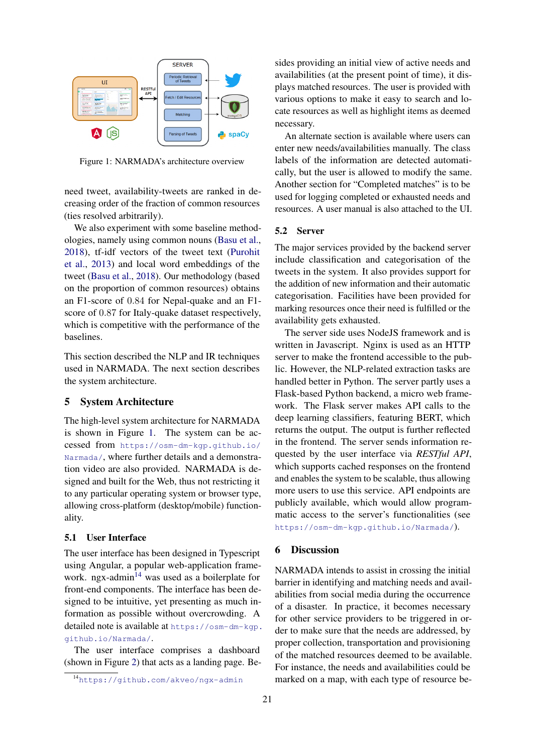Figure 1: NARMADA's architecture overview

need tweet, availability-tweets are ranked in decreasing order of the fraction of common resources (ties resolved arbitrarily).

We also experiment with some baseline methodologies, namely using common nouns (Basu et al., 2018), tf-idf vectors of the tweet text (Purohit et al., 2013) and local word embeddings of the tweet (Basu et al., 2018). Our methodology (based on the proportion of common resources) obtains an F1-score of 0.84 for Nepal-quake and an F1-score of 0.87 for Italy-quake dataset respectively, which is competitive with the performance of the baselines.

This section described the NLP and IR techniques used in NARMADA. The next section describes the system architecture.

## 5 System Architecture

The high-level system architecture for NARMADA is shown in Figure 1. The system can be accessed from https://osm-dm-kgp.github.io/Narmada/, where further details and a demonstration video are also provided. NARMADA is designed and built for the Web, thus not restricting it to any particular operating system or browser type, allowing cross-platform (desktop/mobile) functionality.

### 5.1 User Interface

The user interface has been designed in Typescript using Angular, a popular web-application framework. ngx-admin[14] was used as a boilerplate for front-end components. The interface has been designed to be intuitive, yet presenting as much information as possible without overcrowding. A detailed note is available at https://osm-dm-kgp.github.io/Narmada/.

The user interface comprises a dashboard (shown in Figure 2) that acts as a landing page. Besides providing an initial view of active needs and availabilities (at the present point of time), it displays matched resources. The user is provided with various options to make it easy to search and locate resources as well as highlight items as deemed necessary.

An alternate section is available where users can enter new needs/availabilities manually. The class labels of the information are detected automatically, but the user is allowed to modify the same. Another section for "Completed matches" is to be used for logging completed or exhausted needs and resources. A user manual is also attached to the UI.

### 5.2 Server

The major services provided by the backend server include classification and categorisation of the tweets in the system. It also provides support for the addition of new information and their automatic categorisation. Facilities have been provided for marking resources once their need is fulfilled or the availability gets exhausted.

The server side uses NodeJS framework and is written in Javascript. Nginx is used as an HTTP server to make the frontend accessible to the public. However, the NLP-related extraction tasks are handled better in Python. The server partly uses a Flask-based Python backend, a micro web framework. The Flask server makes API calls to the deep learning classifiers, featuring BERT, which returns the output. The output is further reflected in the frontend. The server sends information requested by the user interface via *RESTful API*, which supports cached responses on the frontend and enables the system to be scalable, thus allowing more users to use this service. API endpoints are publicly available, which would allow programmatic access to the server's functionalities (see https://osm-dm-kgp.github.io/Narmada/).

## 6 Discussion

NARMADA intends to assist in crossing the initial barrier in identifying and matching needs and availabilities from social media during the occurrence of a disaster. In practice, it becomes necessary for other service providers to be triggered in order to make sure that the needs are addressed, by proper collection, transportation and provisioning of the matched resources deemed to be available. For instance, the needs and availabilities could be marked on a map, with each type of resource be-

[14] https://github.com/akveo/ngx-admin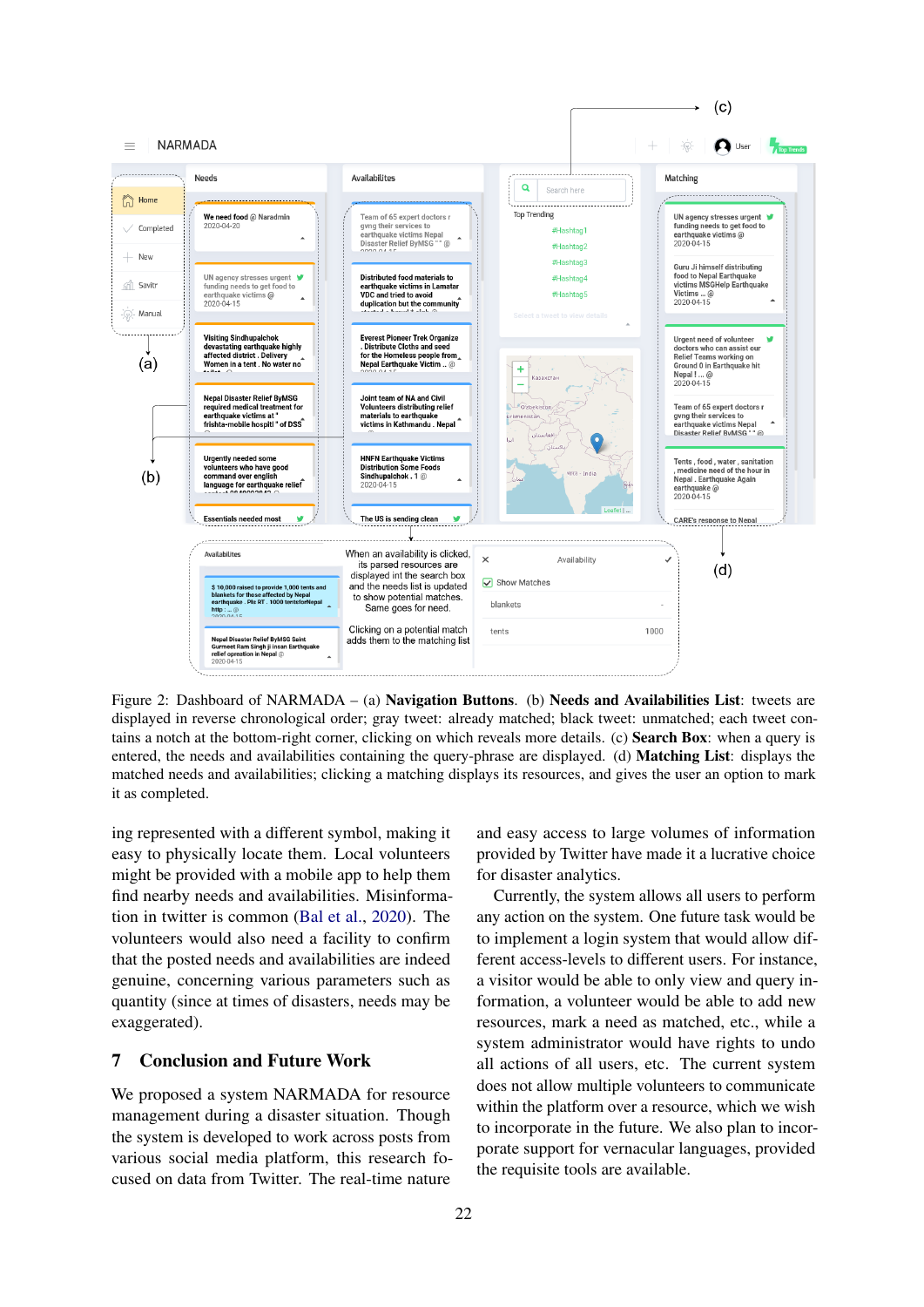Figure 2: Dashboard of NARMADA – (a) **Navigation Buttons**. (b) **Needs and Availabilities List**: tweets are displayed in reverse chronological order; gray tweet: already matched; black tweet: unmatched; each tweet contains a notch at the bottom-right corner, clicking on which reveals more details. (c) **Search Box**: when a query is entered, the needs and availabilities containing the query-phrase are displayed. (d) **Matching List**: displays the matched needs and availabilities; clicking a matching displays its resources, and gives the user an option to mark it as completed.

ing represented with a different symbol, making it easy to physically locate them. Local volunteers might be provided with a mobile app to help them find nearby needs and availabilities. Misinformation in twitter is common (Bal et al., 2020). The volunteers would also need a facility to confirm that the posted needs and availabilities are indeed genuine, concerning various parameters such as quantity (since at times of disasters, needs may be exaggerated).

## 7 Conclusion and Future Work

We proposed a system NARMADA for resource management during a disaster situation. Though the system is developed to work across posts from various social media platform, this research focused on data from Twitter. The real-time nature and easy access to large volumes of information provided by Twitter have made it a lucrative choice for disaster analytics.

Currently, the system allows all users to perform any action on the system. One future task would be to implement a login system that would allow different access-levels to different users. For instance, a visitor would be able to only view and query information, a volunteer would be able to add new resources, mark a need as matched, etc., while a system administrator would have rights to undo all actions of all users, etc. The current system does not allow multiple volunteers to communicate within the platform over a resource, which we wish to incorporate in the future. We also plan to incorporate support for vernacular languages, provided the requisite tools are available.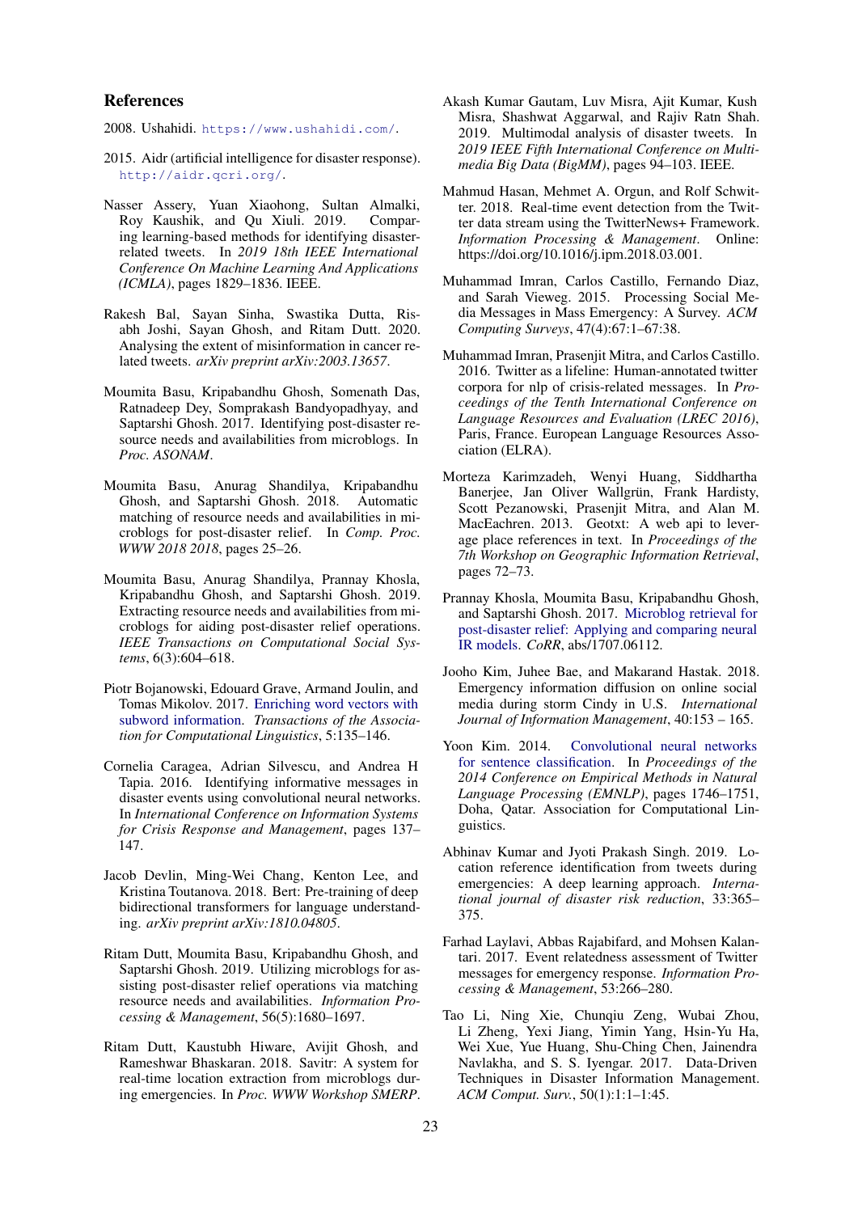## References

2008. Ushahidi. https://www.ushahidi.com/.

2015. Aidr (artificial intelligence for disaster response). http://aidr.qcri.org/.

Nasser Assery, Yuan Xiaohong, Sultan Almalki, Roy Kaushik, and Qu Xiuli. 2019. Comparing learning-based methods for identifying disaster-related tweets. In *2019 18th IEEE International Conference On Machine Learning And Applications (ICMLA)*, pages 1829–1836. IEEE.

Rakesh Bal, Sayan Sinha, Swastika Dutta, Risabh Joshi, Sayan Ghosh, and Ritam Dutt. 2020. Analysing the extent of misinformation in cancer related tweets. *arXiv preprint arXiv:2003.13657*.

Moumita Basu, Kripabandhu Ghosh, Somenath Das, Ratnadeep Dey, Somprakash Bandyopadhyay, and Saptarshi Ghosh. 2017. Identifying post-disaster resource needs and availabilities from microblogs. In *Proc. ASONAM*.

Moumita Basu, Anurag Shandilya, Kripabandhu Ghosh, and Saptarshi Ghosh. 2018. Automatic matching of resource needs and availabilities in microblogs for post-disaster relief. In *Comp. Proc. WWW 2018 2018*, pages 25–26.

Moumita Basu, Anurag Shandilya, Prannay Khosla, Kripabandhu Ghosh, and Saptarshi Ghosh. 2019. Extracting resource needs and availabilities from microblogs for aiding post-disaster relief operations. *IEEE Transactions on Computational Social Systems*, 6(3):604–618.

Piotr Bojanowski, Edouard Grave, Armand Joulin, and Tomas Mikolov. 2017. Enriching word vectors with subword information. *Transactions of the Association for Computational Linguistics*, 5:135–146.

Cornelia Caragea, Adrian Silvescu, and Andrea H Tapia. 2016. Identifying informative messages in disaster events using convolutional neural networks. In *International Conference on Information Systems for Crisis Response and Management*, pages 137–147.

Jacob Devlin, Ming-Wei Chang, Kenton Lee, and Kristina Toutanova. 2018. Bert: Pre-training of deep bidirectional transformers for language understanding. *arXiv preprint arXiv:1810.04805*.

Ritam Dutt, Moumita Basu, Kripabandhu Ghosh, and Saptarshi Ghosh. 2019. Utilizing microblogs for assisting post-disaster relief operations via matching resource needs and availabilities. *Information Processing & Management*, 56(5):1680–1697.

Ritam Dutt, Kaustubh Hiware, Avijit Ghosh, and Rameshwar Bhaskaran. 2018. Savitr: A system for real-time location extraction from microblogs during emergencies. In *Proc. WWW Workshop SMERP*.

Akash Kumar Gautam, Luv Misra, Ajit Kumar, Kush Misra, Shashwat Aggarwal, and Rajiv Ratn Shah. 2019. Multimodal analysis of disaster tweets. In *2019 IEEE Fifth International Conference on Multimedia Big Data (BigMM)*, pages 94–103. IEEE.

Mahmud Hasan, Mehmet A. Orgun, and Rolf Schwitter. 2018. Real-time event detection from the Twitter data stream using the TwitterNews+ Framework. *Information Processing & Management*. Online: https://doi.org/10.1016/j.ipm.2018.03.001.

Muhammad Imran, Carlos Castillo, Fernando Diaz, and Sarah Vieweg. 2015. Processing Social Media Messages in Mass Emergency: A Survey. *ACM Computing Surveys*, 47(4):67:1–67:38.

Muhammad Imran, Prasenjit Mitra, and Carlos Castillo. 2016. Twitter as a lifeline: Human-annotated twitter corpora for nlp of crisis-related messages. In *Proceedings of the Tenth International Conference on Language Resources and Evaluation (LREC 2016)*, Paris, France. European Language Resources Association (ELRA).

Morteza Karimzadeh, Wenyi Huang, Siddhartha Banerjee, Jan Oliver Wallgrün, Frank Hardisty, Scott Pezanowski, Prasenjit Mitra, and Alan M. MacEachren. 2013. Geotxt: A web api to leverage place references in text. In *Proceedings of the 7th Workshop on Geographic Information Retrieval*, pages 72–73.

Prannay Khosla, Moumita Basu, Kripabandhu Ghosh, and Saptarshi Ghosh. 2017. Microblog retrieval for post-disaster relief: Applying and comparing neural IR models. *CoRR*, abs/1707.06112.

Jooho Kim, Juhee Bae, and Makarand Hastak. 2018. Emergency information diffusion on online social media during storm Cindy in U.S. *International Journal of Information Management*, 40:153 – 165.

Yoon Kim. 2014. Convolutional neural networks for sentence classification. In *Proceedings of the 2014 Conference on Empirical Methods in Natural Language Processing (EMNLP)*, pages 1746–1751, Doha, Qatar. Association for Computational Linguistics.

Abhinav Kumar and Jyoti Prakash Singh. 2019. Location reference identification from tweets during emergencies: A deep learning approach. *International journal of disaster risk reduction*, 33:365–375.

Farhad Laylavi, Abbas Rajabifard, and Mohsen Kalantari. 2017. Event relatedness assessment of Twitter messages for emergency response. *Information Processing & Management*, 53:266–280.

Tao Li, Ning Xie, Chunqiu Zeng, Wubai Zhou, Li Zheng, Yexi Jiang, Yimin Yang, Hsin-Yu Ha, Wei Xue, Yue Huang, Shu-Ching Chen, Jainendra Navlakha, and S. S. Iyengar. 2017. Data-Driven Techniques in Disaster Information Management. *ACM Comput. Surv.*, 50(1):1:1–1:45.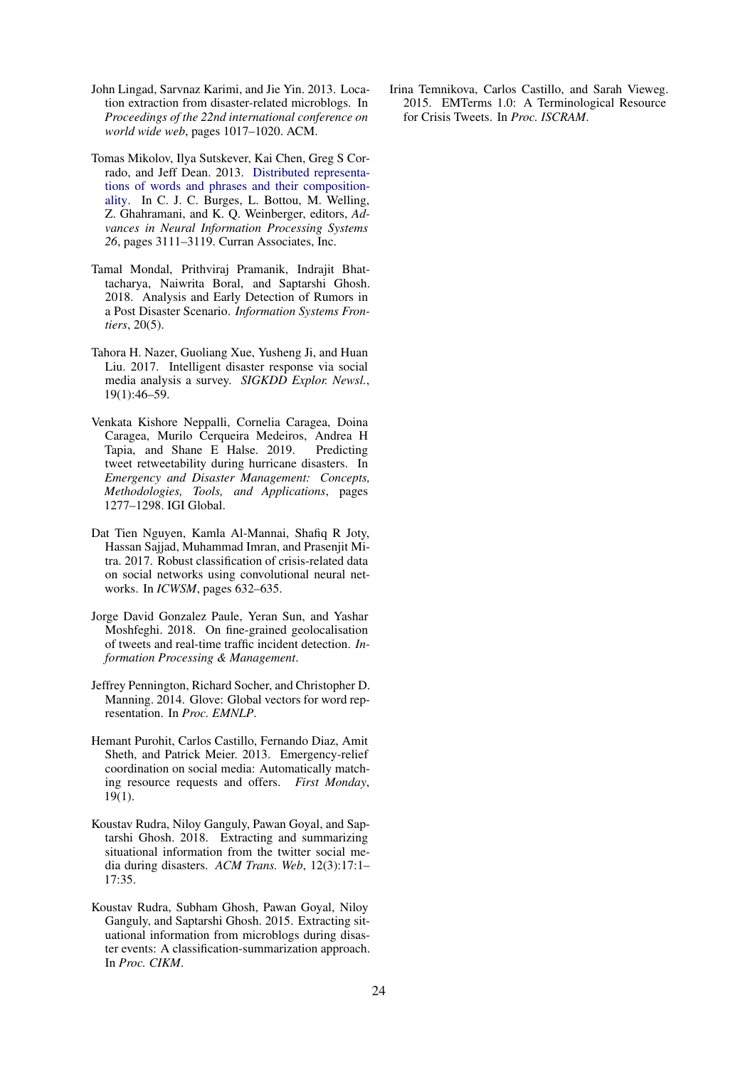John Lingad, Sarvnaz Karimi, and Jie Yin. 2013. Location extraction from disaster-related microblogs. In *Proceedings of the 22nd international conference on world wide web*, pages 1017–1020. ACM.

Tomas Mikolov, Ilya Sutskever, Kai Chen, Greg S Corrado, and Jeff Dean. 2013. Distributed representations of words and phrases and their compositionality. In C. J. C. Burges, L. Bottou, M. Welling, Z. Ghahramani, and K. Q. Weinberger, editors, *Advances in Neural Information Processing Systems 26*, pages 3111–3119. Curran Associates, Inc.

Tamal Mondal, Prithviraj Pramanik, Indrajit Bhattacharya, Naiwrita Boral, and Saptarshi Ghosh. 2018. Analysis and Early Detection of Rumors in a Post Disaster Scenario. *Information Systems Frontiers*, 20(5).

Tahora H. Nazer, Guoliang Xue, Yusheng Ji, and Huan Liu. 2017. Intelligent disaster response via social media analysis a survey. *SIGKDD Explor. Newsl.*, 19(1):46–59.

Venkata Kishore Neppalli, Cornelia Caragea, Doina Caragea, Murilo Cerqueira Medeiros, Andrea H Tapia, and Shane E Halse. 2019. Predicting tweet retweetability during hurricane disasters. In *Emergency and Disaster Management: Concepts, Methodologies, Tools, and Applications*, pages 1277–1298. IGI Global.

Dat Tien Nguyen, Kamla Al-Mannai, Shafiq R Joty, Hassan Sajjad, Muhammad Imran, and Prasenjit Mitra. 2017. Robust classification of crisis-related data on social networks using convolutional neural networks. In *ICWSM*, pages 632–635.

Jorge David Gonzalez Paule, Yeran Sun, and Yashar Moshfeghi. 2018. On fine-grained geolocalisation of tweets and real-time traffic incident detection. *Information Processing & Management*.

Jeffrey Pennington, Richard Socher, and Christopher D. Manning. 2014. Glove: Global vectors for word representation. In *Proc. EMNLP*.

Hemant Purohit, Carlos Castillo, Fernando Diaz, Amit Sheth, and Patrick Meier. 2013. Emergency-relief coordination on social media: Automatically matching resource requests and offers. *First Monday*, 19(1).

Koustav Rudra, Niloy Ganguly, Pawan Goyal, and Saptarshi Ghosh. 2018. Extracting and summarizing situational information from the twitter social media during disasters. *ACM Trans. Web*, 12(3):17:1–17:35.

Koustav Rudra, Subham Ghosh, Pawan Goyal, Niloy Ganguly, and Saptarshi Ghosh. 2015. Extracting situational information from microblogs during disaster events: A classification-summarization approach. In *Proc. CIKM*.

Irina Temnikova, Carlos Castillo, and Sarah Vieweg. 2015. EMTerms 1.0: A Terminological Resource for Crisis Tweets. In *Proc. ISCRAM*.